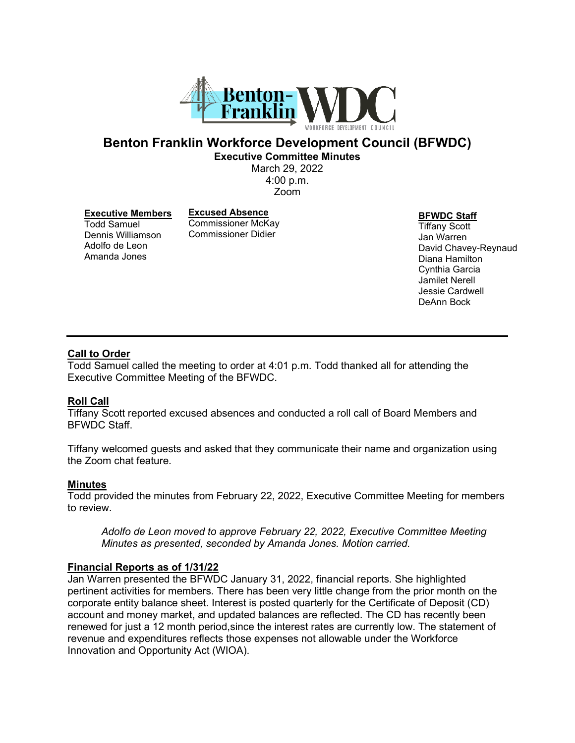# Benton Franklin Workforce Development Council (BFWDC)

**Executive Committee Minutes**

March 29, 2022
4:00 p.m.
Zoom

**Executive Members**
Todd Samuel
Dennis Williamson
Adolfo de Leon
Amanda Jones

**Excused Absence**
Commissioner McKay
Commissioner Didier

**BFWDC Staff**
Tiffany Scott
Jan Warren
David Chavey-Reynaud
Diana Hamilton
Cynthia Garcia
Jamilet Nerell
Jessie Cardwell
DeAnn Bock

---

## Call to Order

Todd Samuel called the meeting to order at 4:01 p.m. Todd thanked all for attending the Executive Committee Meeting of the BFWDC.

## Roll Call

Tiffany Scott reported excused absences and conducted a roll call of Board Members and BFWDC Staff.

Tiffany welcomed guests and asked that they communicate their name and organization using the Zoom chat feature.

## Minutes

Todd provided the minutes from February 22, 2022, Executive Committee Meeting for members to review.

> *Adolfo de Leon moved to approve February 22, 2022, Executive Committee Meeting Minutes as presented, seconded by Amanda Jones. Motion carried.*

## Financial Reports as of 1/31/22

Jan Warren presented the BFWDC January 31, 2022, financial reports. She highlighted pertinent activities for members. There has been very little change from the prior month on the corporate entity balance sheet. Interest is posted quarterly for the Certificate of Deposit (CD) account and money market, and updated balances are reflected. The CD has recently been renewed for just a 12 month period,since the interest rates are currently low. The statement of revenue and expenditures reflects those expenses not allowable under the Workforce Innovation and Opportunity Act (WIOA).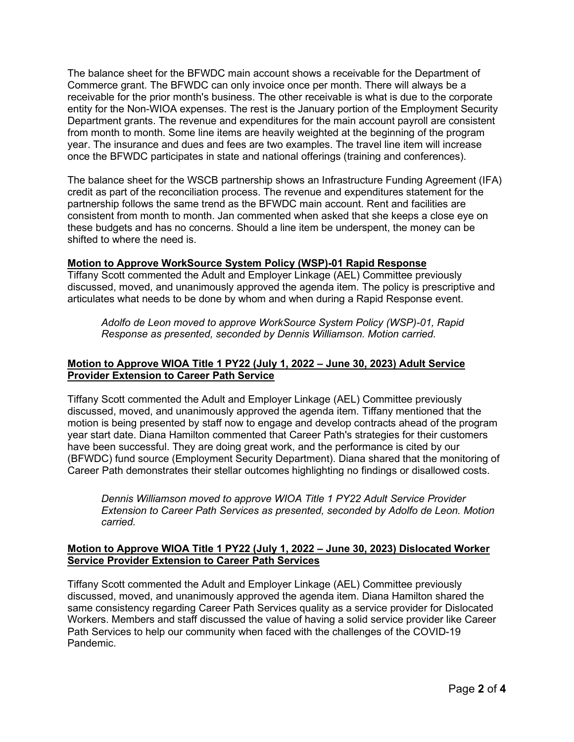The balance sheet for the BFWDC main account shows a receivable for the Department of Commerce grant. The BFWDC can only invoice once per month. There will always be a receivable for the prior month's business. The other receivable is what is due to the corporate entity for the Non-WIOA expenses. The rest is the January portion of the Employment Security Department grants. The revenue and expenditures for the main account payroll are consistent from month to month. Some line items are heavily weighted at the beginning of the program year. The insurance and dues and fees are two examples. The travel line item will increase once the BFWDC participates in state and national offerings (training and conferences).

The balance sheet for the WSCB partnership shows an Infrastructure Funding Agreement (IFA) credit as part of the reconciliation process. The revenue and expenditures statement for the partnership follows the same trend as the BFWDC main account. Rent and facilities are consistent from month to month. Jan commented when asked that she keeps a close eye on these budgets and has no concerns. Should a line item be underspent, the money can be shifted to where the need is.

**Motion to Approve WorkSource System Policy (WSP)-01 Rapid Response**

Tiffany Scott commented the Adult and Employer Linkage (AEL) Committee previously discussed, moved, and unanimously approved the agenda item. The policy is prescriptive and articulates what needs to be done by whom and when during a Rapid Response event.

> *Adolfo de Leon moved to approve WorkSource System Policy (WSP)-01, Rapid Response as presented, seconded by Dennis Williamson. Motion carried.*

**Motion to Approve WIOA Title 1 PY22 (July 1, 2022 – June 30, 2023) Adult Service Provider Extension to Career Path Service**

Tiffany Scott commented the Adult and Employer Linkage (AEL) Committee previously discussed, moved, and unanimously approved the agenda item. Tiffany mentioned that the motion is being presented by staff now to engage and develop contracts ahead of the program year start date. Diana Hamilton commented that Career Path's strategies for their customers have been successful. They are doing great work, and the performance is cited by our (BFWDC) fund source (Employment Security Department). Diana shared that the monitoring of Career Path demonstrates their stellar outcomes highlighting no findings or disallowed costs.

> *Dennis Williamson moved to approve WIOA Title 1 PY22 Adult Service Provider Extension to Career Path Services as presented, seconded by Adolfo de Leon. Motion carried.*

**Motion to Approve WIOA Title 1 PY22 (July 1, 2022 – June 30, 2023) Dislocated Worker Service Provider Extension to Career Path Services**

Tiffany Scott commented the Adult and Employer Linkage (AEL) Committee previously discussed, moved, and unanimously approved the agenda item. Diana Hamilton shared the same consistency regarding Career Path Services quality as a service provider for Dislocated Workers. Members and staff discussed the value of having a solid service provider like Career Path Services to help our community when faced with the challenges of the COVID-19 Pandemic.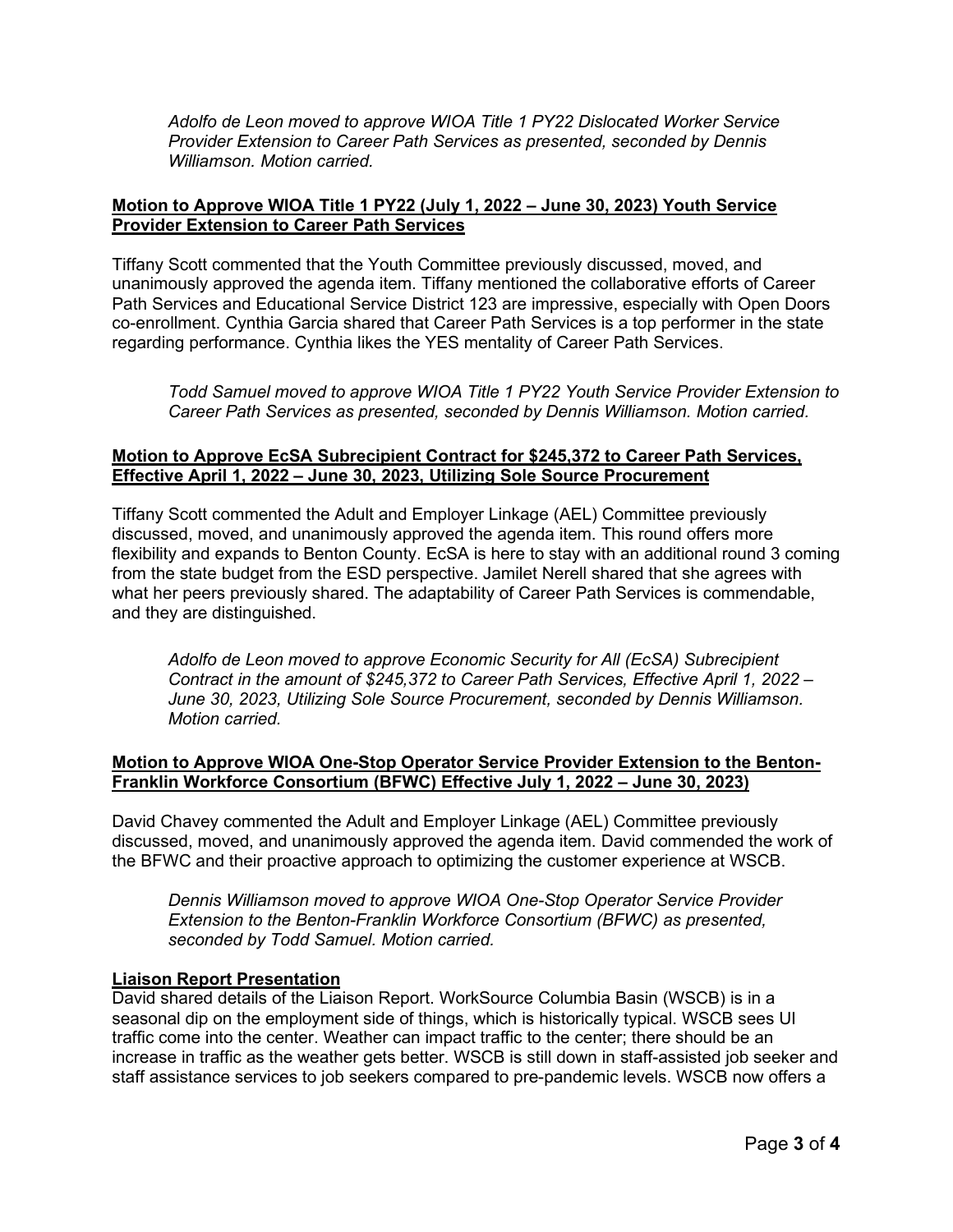*Adolfo de Leon moved to approve WIOA Title 1 PY22 Dislocated Worker Service Provider Extension to Career Path Services as presented, seconded by Dennis Williamson. Motion carried.*

**Motion to Approve WIOA Title 1 PY22 (July 1, 2022 – June 30, 2023) Youth Service Provider Extension to Career Path Services**

Tiffany Scott commented that the Youth Committee previously discussed, moved, and unanimously approved the agenda item. Tiffany mentioned the collaborative efforts of Career Path Services and Educational Service District 123 are impressive, especially with Open Doors co-enrollment. Cynthia Garcia shared that Career Path Services is a top performer in the state regarding performance. Cynthia likes the YES mentality of Career Path Services.

*Todd Samuel moved to approve WIOA Title 1 PY22 Youth Service Provider Extension to Career Path Services as presented, seconded by Dennis Williamson. Motion carried.*

**Motion to Approve EcSA Subrecipient Contract for $245,372 to Career Path Services, Effective April 1, 2022 – June 30, 2023, Utilizing Sole Source Procurement**

Tiffany Scott commented the Adult and Employer Linkage (AEL) Committee previously discussed, moved, and unanimously approved the agenda item. This round offers more flexibility and expands to Benton County. EcSA is here to stay with an additional round 3 coming from the state budget from the ESD perspective. Jamilet Nerell shared that she agrees with what her peers previously shared. The adaptability of Career Path Services is commendable, and they are distinguished.

*Adolfo de Leon moved to approve Economic Security for All (EcSA) Subrecipient Contract in the amount of $245,372 to Career Path Services, Effective April 1, 2022 – June 30, 2023, Utilizing Sole Source Procurement, seconded by Dennis Williamson. Motion carried.*

**Motion to Approve WIOA One-Stop Operator Service Provider Extension to the Benton-Franklin Workforce Consortium (BFWC) Effective July 1, 2022 – June 30, 2023)**

David Chavey commented the Adult and Employer Linkage (AEL) Committee previously discussed, moved, and unanimously approved the agenda item. David commended the work of the BFWC and their proactive approach to optimizing the customer experience at WSCB.

*Dennis Williamson moved to approve WIOA One-Stop Operator Service Provider Extension to the Benton-Franklin Workforce Consortium (BFWC) as presented, seconded by Todd Samuel. Motion carried.*

**Liaison Report Presentation**

David shared details of the Liaison Report. WorkSource Columbia Basin (WSCB) is in a seasonal dip on the employment side of things, which is historically typical. WSCB sees UI traffic come into the center. Weather can impact traffic to the center; there should be an increase in traffic as the weather gets better. WSCB is still down in staff-assisted job seeker and staff assistance services to job seekers compared to pre-pandemic levels. WSCB now offers a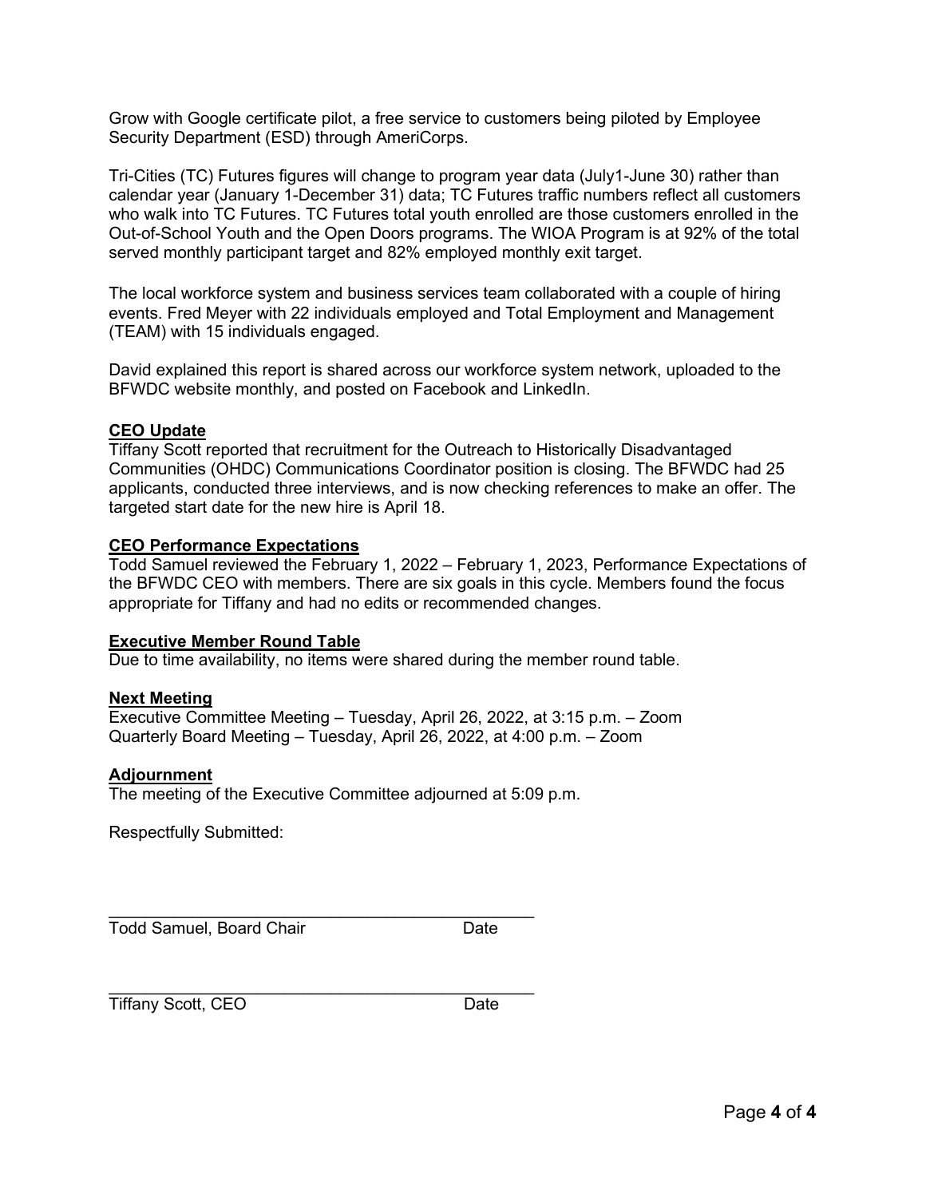Grow with Google certificate pilot, a free service to customers being piloted by Employee Security Department (ESD) through AmeriCorps.

Tri-Cities (TC) Futures figures will change to program year data (July1-June 30) rather than calendar year (January 1-December 31) data; TC Futures traffic numbers reflect all customers who walk into TC Futures. TC Futures total youth enrolled are those customers enrolled in the Out-of-School Youth and the Open Doors programs. The WIOA Program is at 92% of the total served monthly participant target and 82% employed monthly exit target.

The local workforce system and business services team collaborated with a couple of hiring events. Fred Meyer with 22 individuals employed and Total Employment and Management (TEAM) with 15 individuals engaged.

David explained this report is shared across our workforce system network, uploaded to the BFWDC website monthly, and posted on Facebook and LinkedIn.

**CEO Update**

Tiffany Scott reported that recruitment for the Outreach to Historically Disadvantaged Communities (OHDC) Communications Coordinator position is closing. The BFWDC had 25 applicants, conducted three interviews, and is now checking references to make an offer. The targeted start date for the new hire is April 18.

**CEO Performance Expectations**

Todd Samuel reviewed the February 1, 2022 – February 1, 2023, Performance Expectations of the BFWDC CEO with members. There are six goals in this cycle. Members found the focus appropriate for Tiffany and had no edits or recommended changes.

**Executive Member Round Table**

Due to time availability, no items were shared during the member round table.

**Next Meeting**

Executive Committee Meeting – Tuesday, April 26, 2022, at 3:15 p.m. – Zoom
Quarterly Board Meeting – Tuesday, April 26, 2022, at 4:00 p.m. – Zoom

**Adjournment**

The meeting of the Executive Committee adjourned at 5:09 p.m.

Respectfully Submitted:

\_\_\_\_\_\_\_\_\_\_\_\_\_\_\_\_\_\_\_\_\_\_\_\_\_\_\_\_\_\_\_\_\_\_\_\_\_\_\_\_\_\_\_\_\_\_
Todd Samuel, Board Chair Date

\_\_\_\_\_\_\_\_\_\_\_\_\_\_\_\_\_\_\_\_\_\_\_\_\_\_\_\_\_\_\_\_\_\_\_\_\_\_\_\_\_\_\_\_\_\_
Tiffany Scott, CEO Date